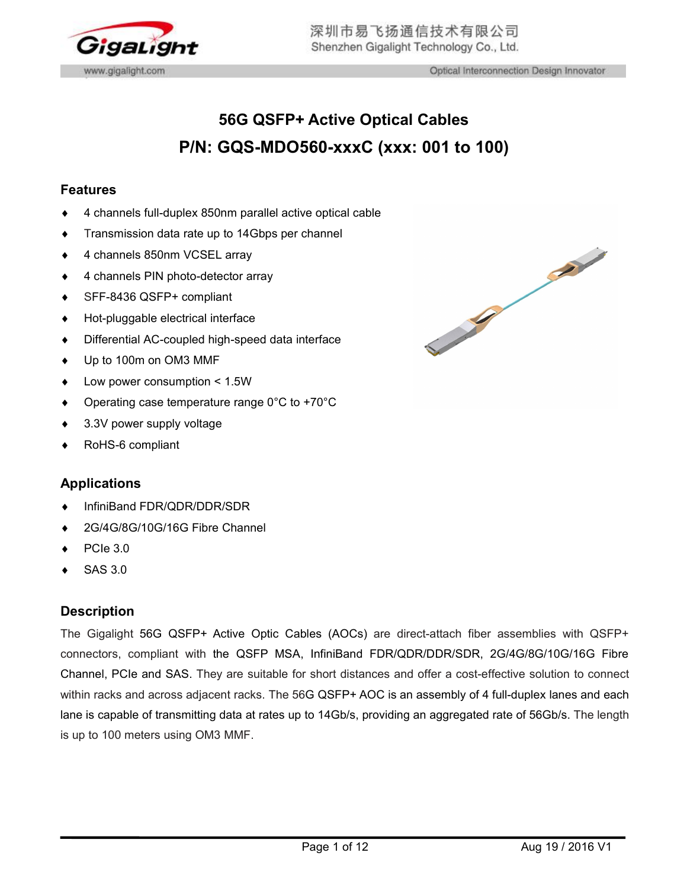# 56G QSFP+ Active Optical Cables

# P/N: GQS-MDO560-xxxC (xxx: 001 to 100)

## Features

- 4 channels full-duplex 850nm parallel active optical cable
- Transmission data rate up to 14Gbps per channel
- 4 channels 850nm VCSEL array
- 4 channels PIN photo-detector array
- SFF-8436 QSFP+ compliant
- Hot-pluggable electrical interface
- Differential AC-coupled high-speed data interface
- Up to 100m on OM3 MMF
- Low power consumption < 1.5W
- Operating case temperature range 0°C to +70°C
- 3.3V power supply voltage
- RoHS-6 compliant

## Applications

- InfiniBand FDR/QDR/DDR/SDR
- 2G/4G/8G/10G/16G Fibre Channel
- PCIe 3.0
- SAS 3.0

## Description

The Gigalight 56G QSFP+ Active Optic Cables (AOCs) are direct-attach fiber assemblies with QSFP+ connectors, compliant with the QSFP MSA, InfiniBand FDR/QDR/DDR/SDR, 2G/4G/8G/10G/16G Fibre Channel, PCIe and SAS. They are suitable for short distances and offer a cost-effective solution to connect within racks and across adjacent racks. The 56G QSFP+ AOC is an assembly of 4 full-duplex lanes and each lane is capable of transmitting data at rates up to 14Gb/s, providing an aggregated rate of 56Gb/s. The length is up to 100 meters using OM3 MMF.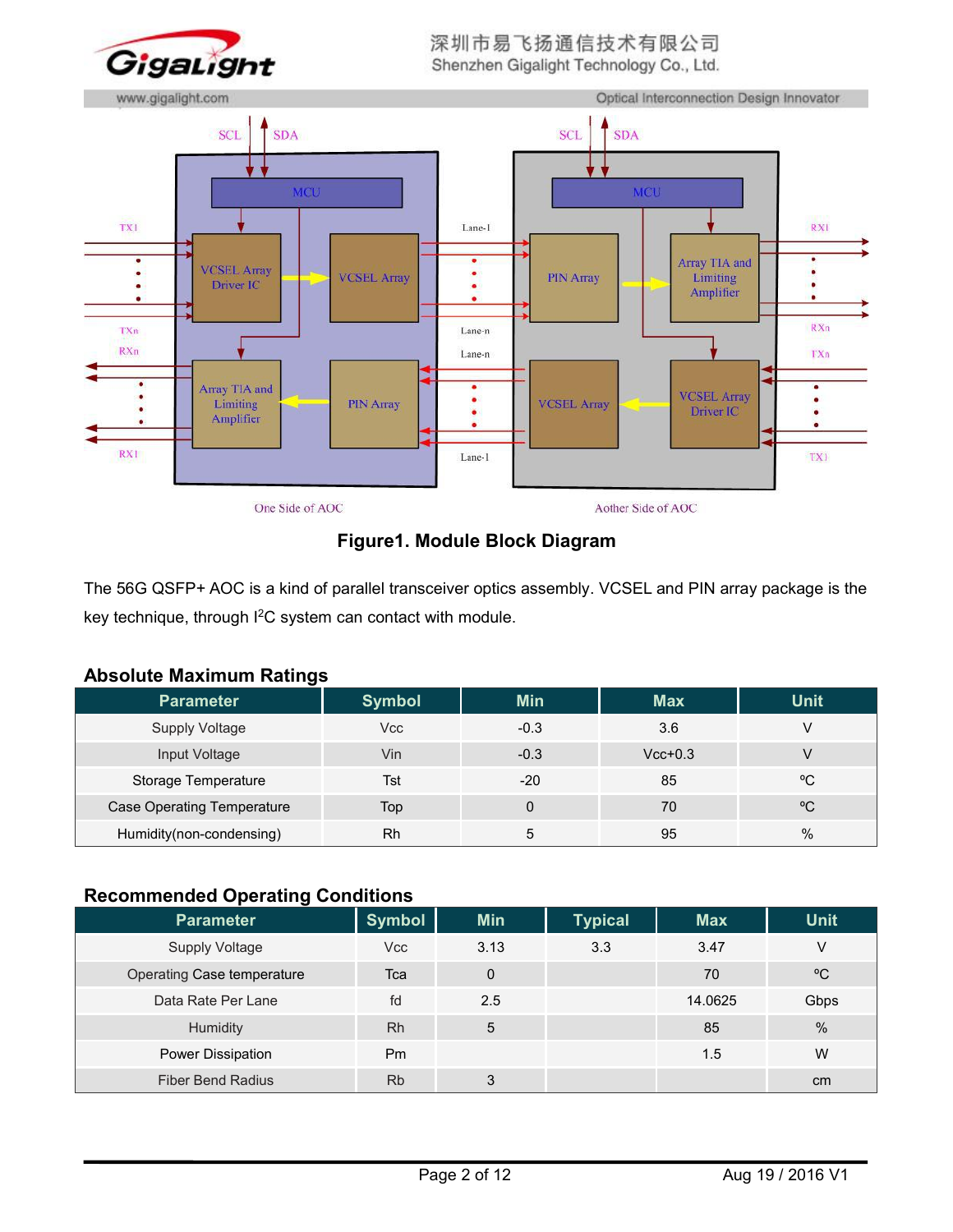Figure1. Module Block Diagram

The 56G QSFP+ AOC is a kind of parallel transceiver optics assembly. VCSEL and PIN array package is the key technique, through $I^2C$ system can contact with module.

## Absolute Maximum Ratings

| Parameter | Symbol | Min | Max | Unit |
|---|---|---|---|---|
| Supply Voltage | Vcc | -0.3 | 3.6 | V |
| Input Voltage | Vin | -0.3 | Vcc+0.3 | V |
| Storage Temperature | Tst | -20 | 85 | ºC |
| Case Operating Temperature | Top | 0 | 70 | ºC |
| Humidity(non-condensing) | Rh | 5 | 95 | % |

## Recommended Operating Conditions

| Parameter | Symbol | Min | Typical | Max | Unit |
|---|---|---|---|---|---|
| Supply Voltage | Vcc | 3.13 | 3.3 | 3.47 | V |
| Operating Case temperature | Tca | 0 | | 70 | ºC |
| Data Rate Per Lane | fd | 2.5 | | 14.0625 | Gbps |
| Humidity | Rh | 5 | | 85 | % |
| Power Dissipation | Pm | | | 1.5 | W |
| Fiber Bend Radius | Rb | 3 | | | cm |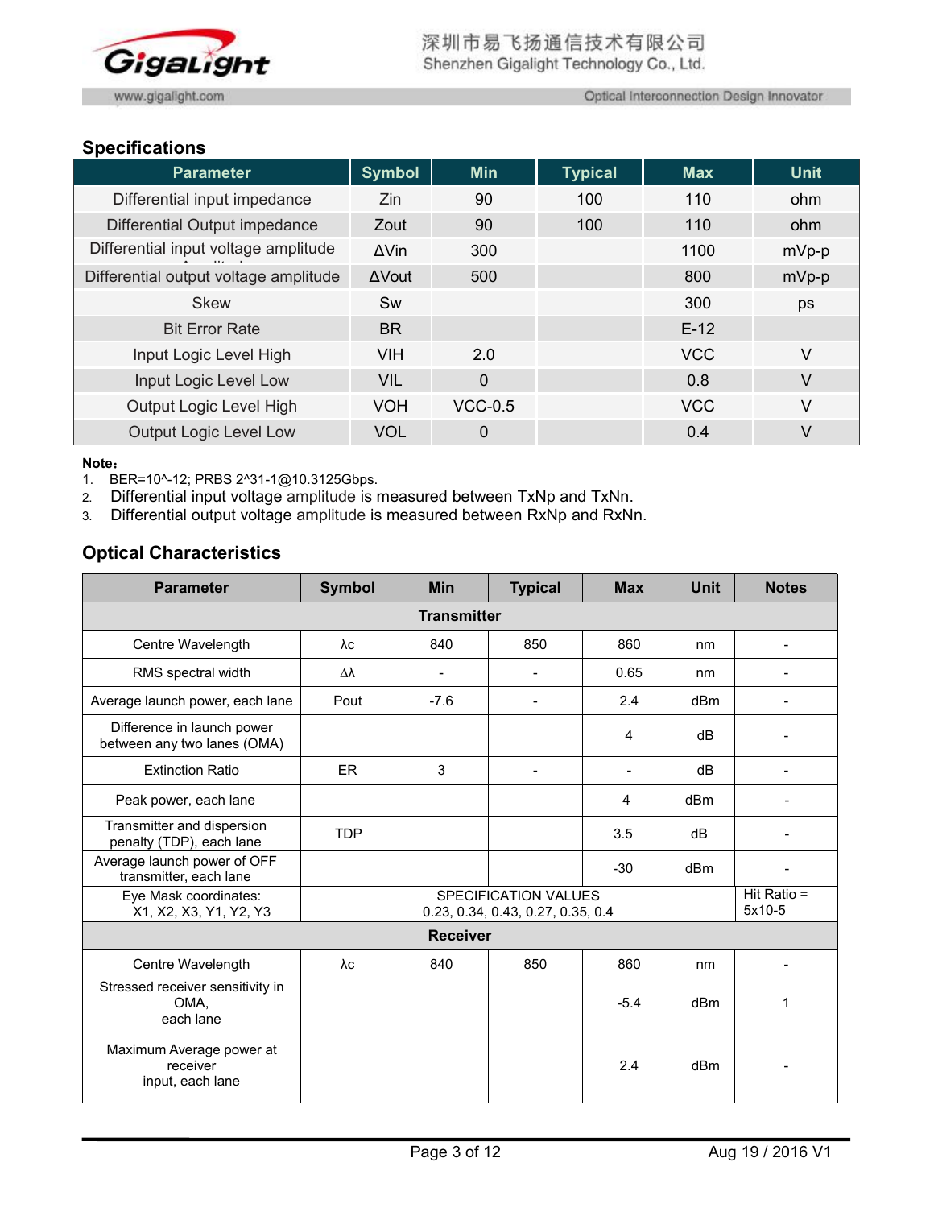## Specifications

| Parameter | Symbol | Min | Typical | Max | Unit |
|---|---|---|---|---|---|
| Differential input impedance | Zin | 90 | 100 | 110 | ohm |
| Differential Output impedance | Zout | 90 | 100 | 110 | ohm |
| Differential input voltage amplitude | ΔVin | 300 | | 1100 | mVp-p |
| Differential output voltage amplitude | ΔVout | 500 | | 800 | mVp-p |
| Skew | Sw | | | 300 | ps |
| Bit Error Rate | BR | | | E-12 | |
| Input Logic Level High | VIH | 2.0 | | VCC | V |
| Input Logic Level Low | VIL | 0 | | 0.8 | V |
| Output Logic Level High | VOH | VCC-0.5 | | VCC | V |
| Output Logic Level Low | VOL | 0 | | 0.4 | V |

**Note：**

1. BER=10^-12; PRBS 2^31-1@10.3125Gbps.
2. Differential input voltage amplitude is measured between TxNp and TxNn.
3. Differential output voltage amplitude is measured between RxNp and RxNn.

## Optical Characteristics

| Parameter | Symbol | Min | Typical | Max | Unit | Notes |
|---|---|---|---|---|---|---|
| **Transmitter** | | | | | | |
| Centre Wavelength | λc | 840 | 850 | 860 | nm | - |
| RMS spectral width | Δλ | - | - | 0.65 | nm | - |
| Average launch power, each lane | Pout | -7.6 | - | 2.4 | dBm | - |
| Difference in launch power between any two lanes (OMA) | | | | 4 | dB | - |
| Extinction Ratio | ER | 3 | - | - | dB | - |
| Peak power, each lane | | | | 4 | dBm | - |
| Transmitter and dispersion penalty (TDP), each lane | TDP | | | 3.5 | dB | - |
| Average launch power of OFF transmitter, each lane | | | | -30 | dBm | - |
| Eye Mask coordinates: X1, X2, X3, Y1, Y2, Y3 | SPECIFICATION VALUES 0.23, 0.34, 0.43, 0.27, 0.35, 0.4 | | | | | Hit Ratio = 5x10-5 |
| **Receiver** | | | | | | |
| Centre Wavelength | λc | 840 | 850 | 860 | nm | - |
| Stressed receiver sensitivity in OMA, each lane | | | | -5.4 | dBm | 1 |
| Maximum Average power at receiver input, each lane | | | | 2.4 | dBm | - |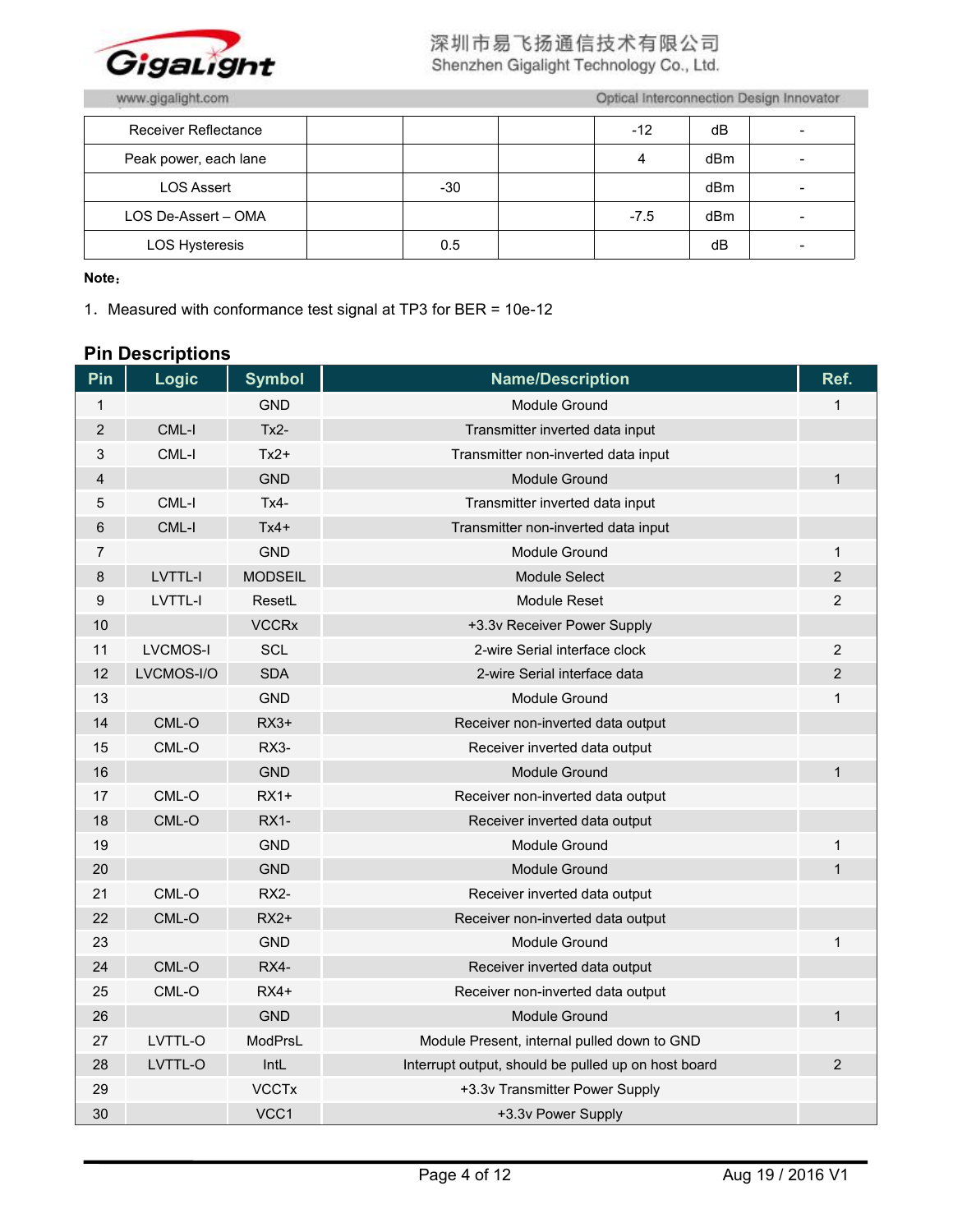| Receiver Reflectance | | | | -12 | dB | - |
|---|---|---|---|---|---|---|
| Peak power, each lane | | | | 4 | dBm | - |
| LOS Assert | | -30 | | | dBm | - |
| LOS De-Assert – OMA | | | | -7.5 | dBm | - |
| LOS Hysteresis | | 0.5 | | | dB | - |

**Note：**

1．Measured with conformance test signal at TP3 for BER = 10e-12

## Pin Descriptions

| Pin | Logic | Symbol | Name/Description | Ref. |
|---|---|---|---|---|
| 1 | | GND | Module Ground | 1 |
| 2 | CML-I | Tx2- | Transmitter inverted data input | |
| 3 | CML-I | Tx2+ | Transmitter non-inverted data input | |
| 4 | | GND | Module Ground | 1 |
| 5 | CML-I | Tx4- | Transmitter inverted data input | |
| 6 | CML-I | Tx4+ | Transmitter non-inverted data input | |
| 7 | | GND | Module Ground | 1 |
| 8 | LVTTL-I | MODSEIL | Module Select | 2 |
| 9 | LVTTL-I | ResetL | Module Reset | 2 |
| 10 | | VCCRx | +3.3v Receiver Power Supply | |
| 11 | LVCMOS-I | SCL | 2-wire Serial interface clock | 2 |
| 12 | LVCMOS-I/O | SDA | 2-wire Serial interface data | 2 |
| 13 | | GND | Module Ground | 1 |
| 14 | CML-O | RX3+ | Receiver non-inverted data output | |
| 15 | CML-O | RX3- | Receiver inverted data output | |
| 16 | | GND | Module Ground | 1 |
| 17 | CML-O | RX1+ | Receiver non-inverted data output | |
| 18 | CML-O | RX1- | Receiver inverted data output | |
| 19 | | GND | Module Ground | 1 |
| 20 | | GND | Module Ground | 1 |
| 21 | CML-O | RX2- | Receiver inverted data output | |
| 22 | CML-O | RX2+ | Receiver non-inverted data output | |
| 23 | | GND | Module Ground | 1 |
| 24 | CML-O | RX4- | Receiver inverted data output | |
| 25 | CML-O | RX4+ | Receiver non-inverted data output | |
| 26 | | GND | Module Ground | 1 |
| 27 | LVTTL-O | ModPrsL | Module Present, internal pulled down to GND | |
| 28 | LVTTL-O | IntL | Interrupt output, should be pulled up on host board | 2 |
| 29 | | VCCTx | +3.3v Transmitter Power Supply | |
| 30 | | VCC1 | +3.3v Power Supply | |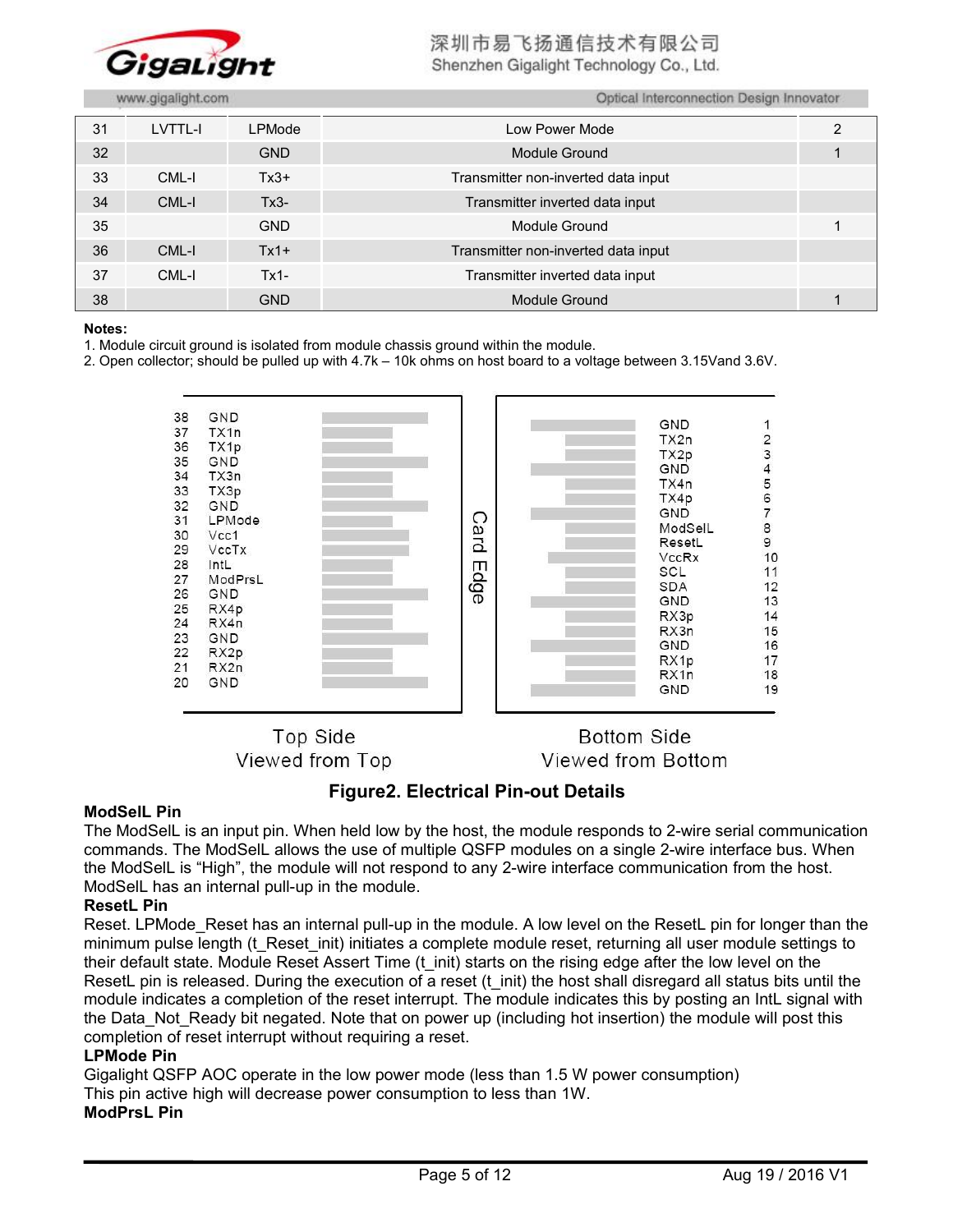| 31 | LVTTL-I | LPMode | Low Power Mode | 2 |
|---|---|---|---|---|
| 32 |  | GND | Module Ground | 1 |
| 33 | CML-I | Tx3+ | Transmitter non-inverted data input |  |
| 34 | CML-I | Tx3- | Transmitter inverted data input |  |
| 35 |  | GND | Module Ground | 1 |
| 36 | CML-I | Tx1+ | Transmitter non-inverted data input |  |
| 37 | CML-I | Tx1- | Transmitter inverted data input |  |
| 38 |  | GND | Module Ground | 1 |

**Notes:**

1. Module circuit ground is isolated from module chassis ground within the module.
2. Open collector; should be pulled up with 4.7k – 10k ohms on host board to a voltage between 3.15Vand 3.6V.

| Top Side (Viewed from Top) | | | Bottom Side (Viewed from Bottom) | |
|---|---|---|---|---|
| 38 | GND | Card Edge | GND | 1 |
| 37 | TX1n | | TX2n | 2 |
| 36 | TX1p | | TX2p | 3 |
| 35 | GND | | GND | 4 |
| 34 | TX3n | | TX4n | 5 |
| 33 | TX3p | | TX4p | 6 |
| 32 | GND | | GND | 7 |
| 31 | LPMode | | ModSelL | 8 |
| 30 | Vcc1 | | ResetL | 9 |
| 29 | VccTx | | VccRx | 10 |
| 28 | IntL | | SCL | 11 |
| 27 | ModPrsL | | SDA | 12 |
| 26 | GND | | GND | 13 |
| 25 | RX4p | | RX3p | 14 |
| 24 | RX4n | | RX3n | 15 |
| 23 | GND | | GND | 16 |
| 22 | RX2p | | RX1p | 17 |
| 21 | RX2n | | RX1n | 18 |
| 20 | GND | | GND | 19 |

**Figure2. Electrical Pin-out Details**

**ModSelL Pin**

The ModSelL is an input pin. When held low by the host, the module responds to 2-wire serial communication commands. The ModSelL allows the use of multiple QSFP modules on a single 2-wire interface bus. When the ModSelL is "High", the module will not respond to any 2-wire interface communication from the host. ModSelL has an internal pull-up in the module.

**ResetL Pin**

Reset. LPMode_Reset has an internal pull-up in the module. A low level on the ResetL pin for longer than the minimum pulse length (t_Reset_init) initiates a complete module reset, returning all user module settings to their default state. Module Reset Assert Time (t_init) starts on the rising edge after the low level on the ResetL pin is released. During the execution of a reset (t_init) the host shall disregard all status bits until the module indicates a completion of the reset interrupt. The module indicates this by posting an IntL signal with the Data_Not_Ready bit negated. Note that on power up (including hot insertion) the module will post this completion of reset interrupt without requiring a reset.

**LPMode Pin**

Gigalight QSFP AOC operate in the low power mode (less than 1.5 W power consumption)
This pin active high will decrease power consumption to less than 1W.

**ModPrsL Pin**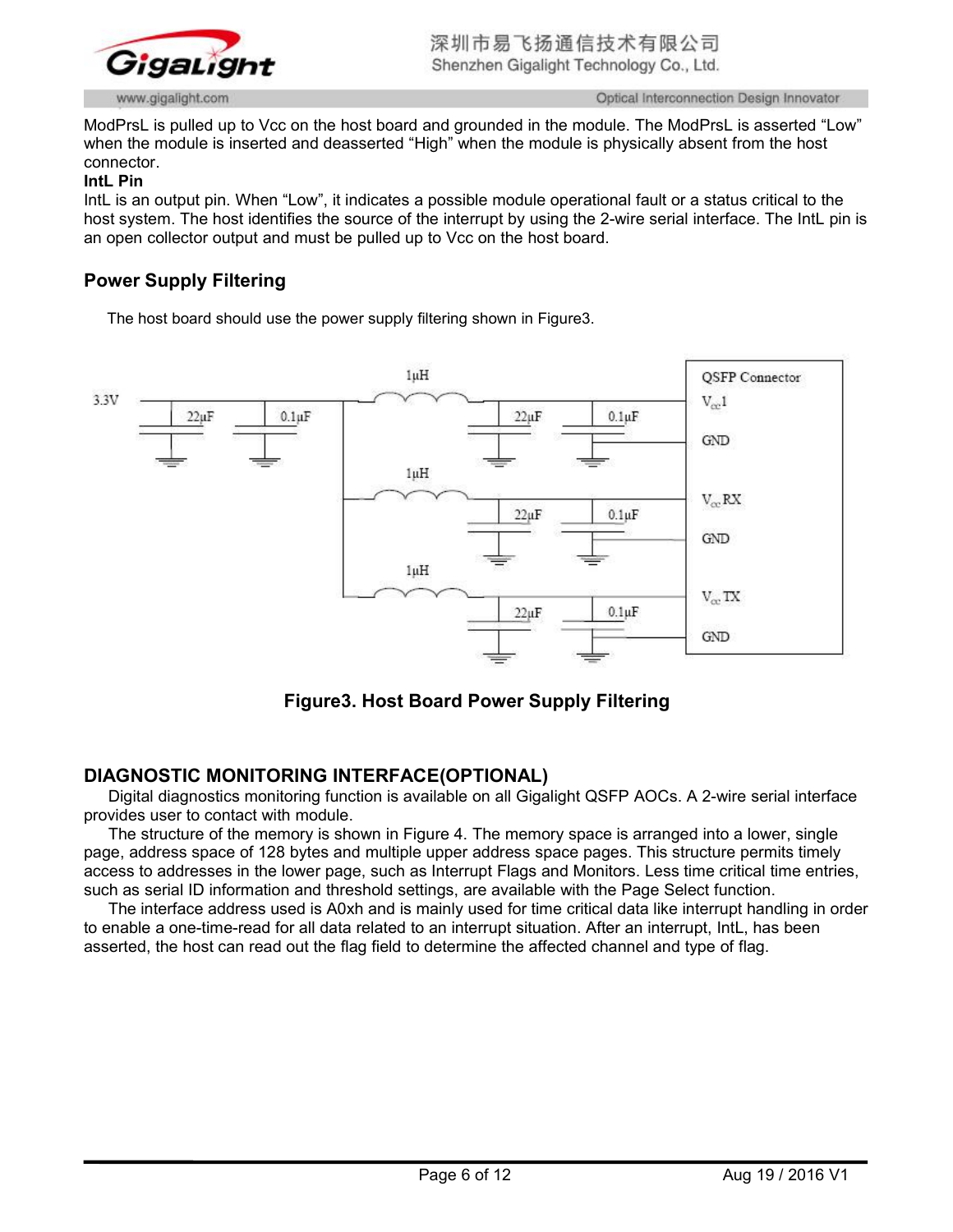ModPrsL is pulled up to Vcc on the host board and grounded in the module. The ModPrsL is asserted “Low” when the module is inserted and deasserted “High” when the module is physically absent from the host connector.

**IntL Pin**

IntL is an output pin. When “Low”, it indicates a possible module operational fault or a status critical to the host system. The host identifies the source of the interrupt by using the 2-wire serial interface. The IntL pin is an open collector output and must be pulled up to Vcc on the host board.

## Power Supply Filtering

The host board should use the power supply filtering shown in Figure3.

**Figure3. Host Board Power Supply Filtering**

## DIAGNOSTIC MONITORING INTERFACE(OPTIONAL)

Digital diagnostics monitoring function is available on all Gigalight QSFP AOCs. A 2-wire serial interface provides user to contact with module.

The structure of the memory is shown in Figure 4. The memory space is arranged into a lower, single page, address space of 128 bytes and multiple upper address space pages. This structure permits timely access to addresses in the lower page, such as Interrupt Flags and Monitors. Less time critical time entries, such as serial ID information and threshold settings, are available with the Page Select function.

The interface address used is A0xh and is mainly used for time critical data like interrupt handling in order to enable a one-time-read for all data related to an interrupt situation. After an interrupt, IntL, has been asserted, the host can read out the flag field to determine the affected channel and type of flag.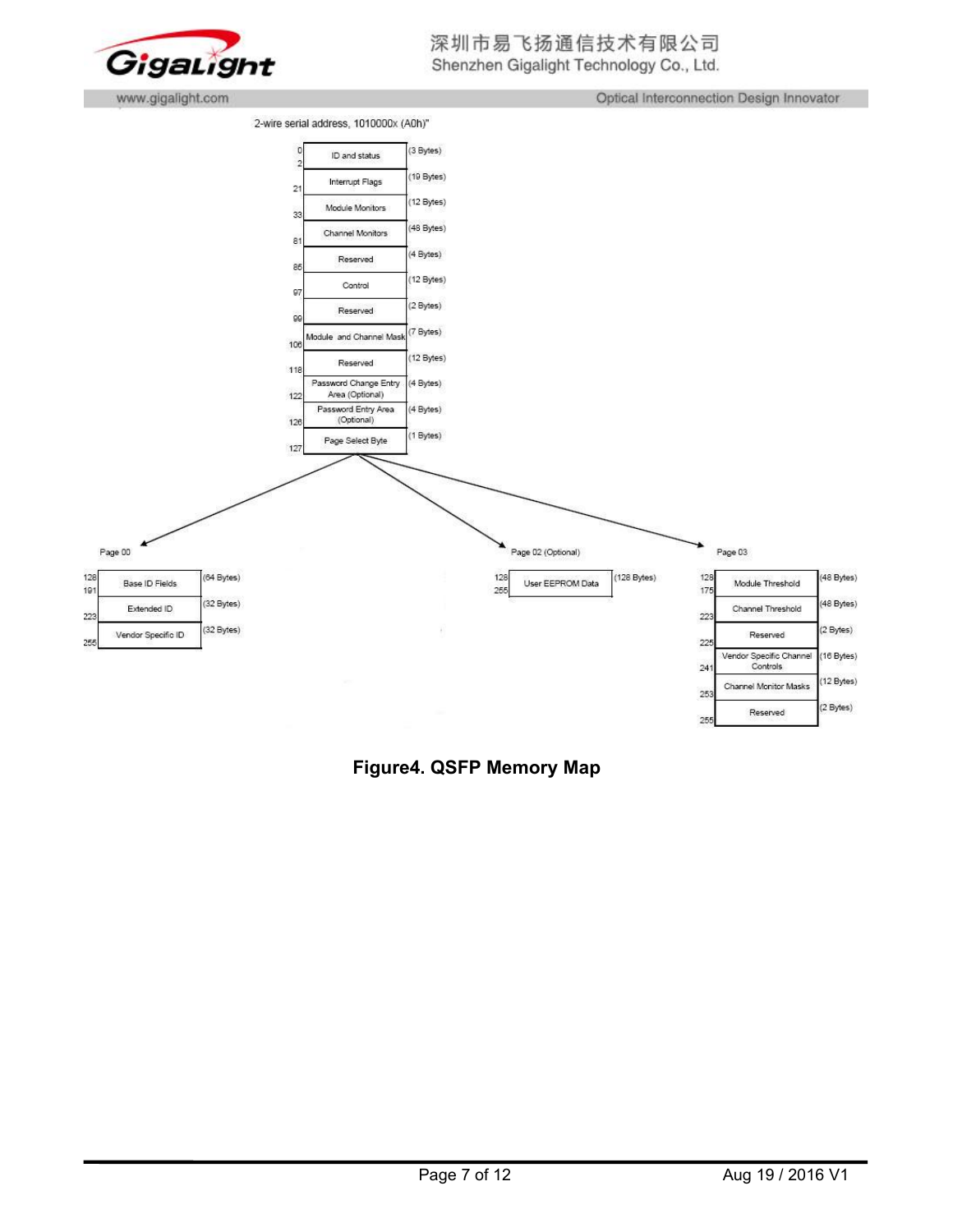2-wire serial address, 1010000x (A0h)"

| Address | Field | Size |
|---|---|---|
| 0–2 | ID and status | (3 Bytes) |
| 21 | Interrupt Flags | (19 Bytes) |
| 33 | Module Monitors | (12 Bytes) |
| 81 | Channel Monitors | (48 Bytes) |
| 85 | Reserved | (4 Bytes) |
| 97 | Control | (12 Bytes) |
| 99 | Reserved | (2 Bytes) |
| 106 | Module and Channel Mask | (7 Bytes) |
| 118 | Reserved | (12 Bytes) |
| 122 | Password Change Entry Area (Optional) | (4 Bytes) |
| 126 | Password Entry Area (Optional) | (4 Bytes) |
| 127 | Page Select Byte | (1 Bytes) |

Page 00

| Address | Field | Size |
|---|---|---|
| 128–191 | Base ID Fields | (64 Bytes) |
| 223 | Extended ID | (32 Bytes) |
| 255 | Vendor Specific ID | (32 Bytes) |

Page 02 (Optional)

| Address | Field | Size |
|---|---|---|
| 128–255 | User EEPROM Data | (128 Bytes) |

Page 03

| Address | Field | Size |
|---|---|---|
| 128–175 | Module Threshold | (48 Bytes) |
| 223 | Channel Threshold | (48 Bytes) |
| 225 | Reserved | (2 Bytes) |
| 241 | Vendor Specific Channel Controls | (16 Bytes) |
| 253 | Channel Monitor Masks | (12 Bytes) |
| 255 | Reserved | (2 Bytes) |

**Figure4. QSFP Memory Map**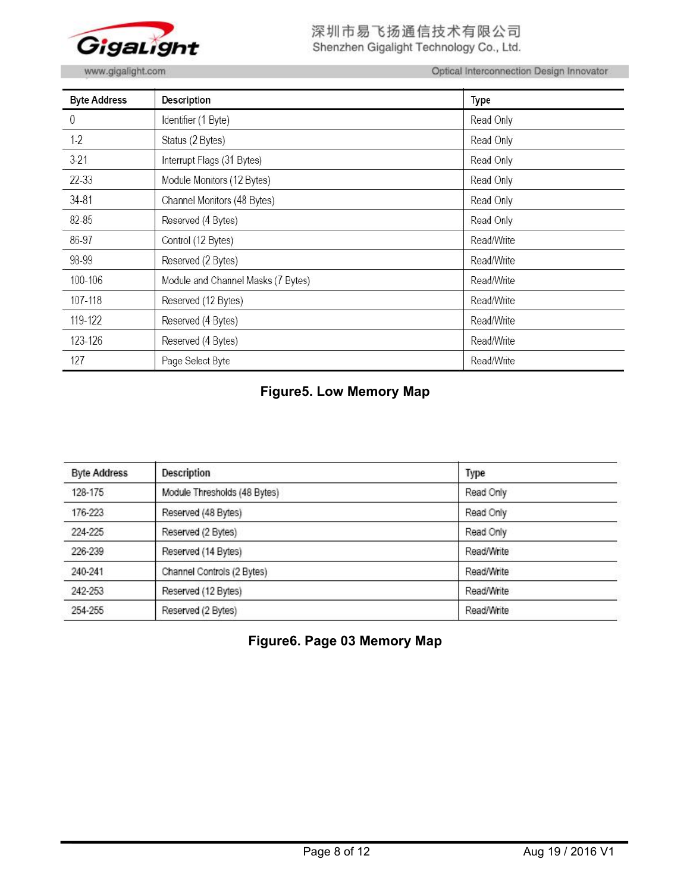| Byte Address | Description | Type |
|---|---|---|
| 0 | Identifier (1 Byte) | Read Only |
| 1-2 | Status (2 Bytes) | Read Only |
| 3-21 | Interrupt Flags (31 Bytes) | Read Only |
| 22-33 | Module Monitors (12 Bytes) | Read Only |
| 34-81 | Channel Monitors (48 Bytes) | Read Only |
| 82-85 | Reserved (4 Bytes) | Read Only |
| 86-97 | Control (12 Bytes) | Read/Write |
| 98-99 | Reserved (2 Bytes) | Read/Write |
| 100-106 | Module and Channel Masks (7 Bytes) | Read/Write |
| 107-118 | Reserved (12 Bytes) | Read/Write |
| 119-122 | Reserved (4 Bytes) | Read/Write |
| 123-126 | Reserved (4 Bytes) | Read/Write |
| 127 | Page Select Byte | Read/Write |

**Figure5. Low Memory Map**

| Byte Address | Description | Type |
|---|---|---|
| 128-175 | Module Thresholds (48 Bytes) | Read Only |
| 176-223 | Reserved (48 Bytes) | Read Only |
| 224-225 | Reserved (2 Bytes) | Read Only |
| 226-239 | Reserved (14 Bytes) | Read/Write |
| 240-241 | Channel Controls (2 Bytes) | Read/Write |
| 242-253 | Reserved (12 Bytes) | Read/Write |
| 254-255 | Reserved (2 Bytes) | Read/Write |

**Figure6. Page 03 Memory Map**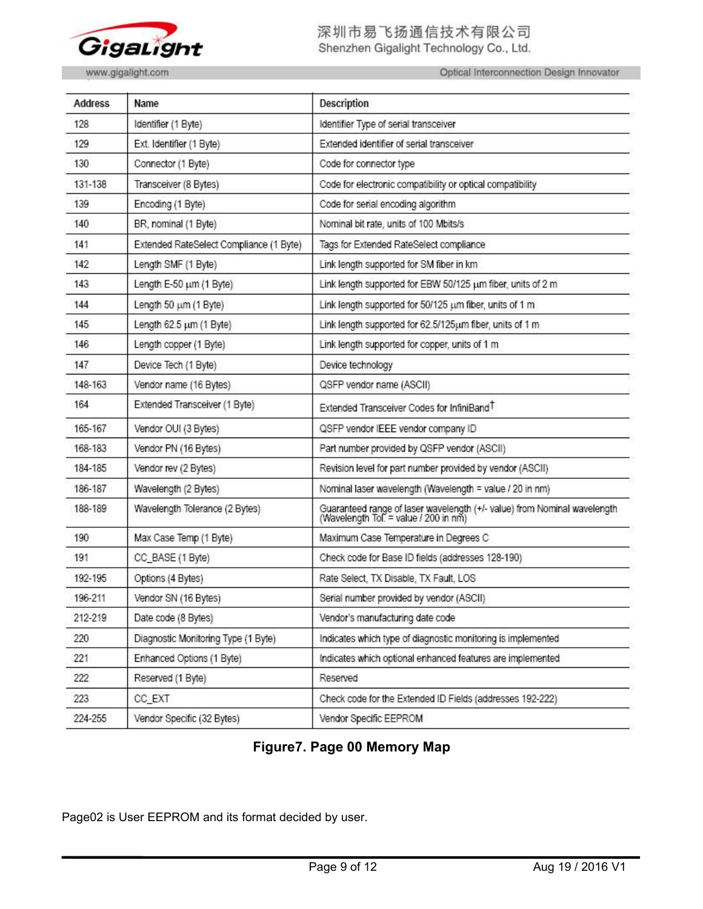| Address | Name | Description |
|---|---|---|
| 128 | Identifier (1 Byte) | Identifier Type of serial transceiver |
| 129 | Ext. Identifier (1 Byte) | Extended identifier of serial transceiver |
| 130 | Connector (1 Byte) | Code for connector type |
| 131-138 | Transceiver (8 Bytes) | Code for electronic compatibility or optical compatibility |
| 139 | Encoding (1 Byte) | Code for serial encoding algorithm |
| 140 | BR, nominal (1 Byte) | Nominal bit rate, units of 100 Mbits/s |
| 141 | Extended RateSelect Compliance (1 Byte) | Tags for Extended RateSelect compliance |
| 142 | Length SMF (1 Byte) | Link length supported for SM fiber in km |
| 143 | Length E-50 μm (1 Byte) | Link length supported for EBW 50/125 μm fiber, units of 2 m |
| 144 | Length 50 μm (1 Byte) | Link length supported for 50/125 μm fiber, units of 1 m |
| 145 | Length 62.5 μm (1 Byte) | Link length supported for 62.5/125μm fiber, units of 1 m |
| 146 | Length copper (1 Byte) | Link length supported for copper, units of 1 m |
| 147 | Device Tech (1 Byte) | Device technology |
| 148-163 | Vendor name (16 Bytes) | QSFP vendor name (ASCII) |
| 164 | Extended Transceiver (1 Byte) | Extended Transceiver Codes for InfiniBand† |
| 165-167 | Vendor OUI (3 Bytes) | QSFP vendor IEEE vendor company ID |
| 168-183 | Vendor PN (16 Bytes) | Part number provided by QSFP vendor (ASCII) |
| 184-185 | Vendor rev (2 Bytes) | Revision level for part number provided by vendor (ASCII) |
| 186-187 | Wavelength (2 Bytes) | Nominal laser wavelength (Wavelength = value / 20 in nm) |
| 188-189 | Wavelength Tolerance (2 Bytes) | Guaranteed range of laser wavelength (+/- value) from Nominal wavelength (Wavelength Tol. = value / 200 in nm) |
| 190 | Max Case Temp (1 Byte) | Maximum Case Temperature in Degrees C |
| 191 | CC_BASE (1 Byte) | Check code for Base ID fields (addresses 128-190) |
| 192-195 | Options (4 Bytes) | Rate Select, TX Disable, TX Fault, LOS |
| 196-211 | Vendor SN (16 Bytes) | Serial number provided by vendor (ASCII) |
| 212-219 | Date code (8 Bytes) | Vendor's manufacturing date code |
| 220 | Diagnostic Monitoring Type (1 Byte) | Indicates which type of diagnostic monitoring is implemented |
| 221 | Enhanced Options (1 Byte) | Indicates which optional enhanced features are implemented |
| 222 | Reserved (1 Byte) | Reserved |
| 223 | CC_EXT | Check code for the Extended ID Fields (addresses 192-222) |
| 224-255 | Vendor Specific (32 Bytes) | Vendor Specific EEPROM |

**Figure7. Page 00 Memory Map**

Page02 is User EEPROM and its format decided by user.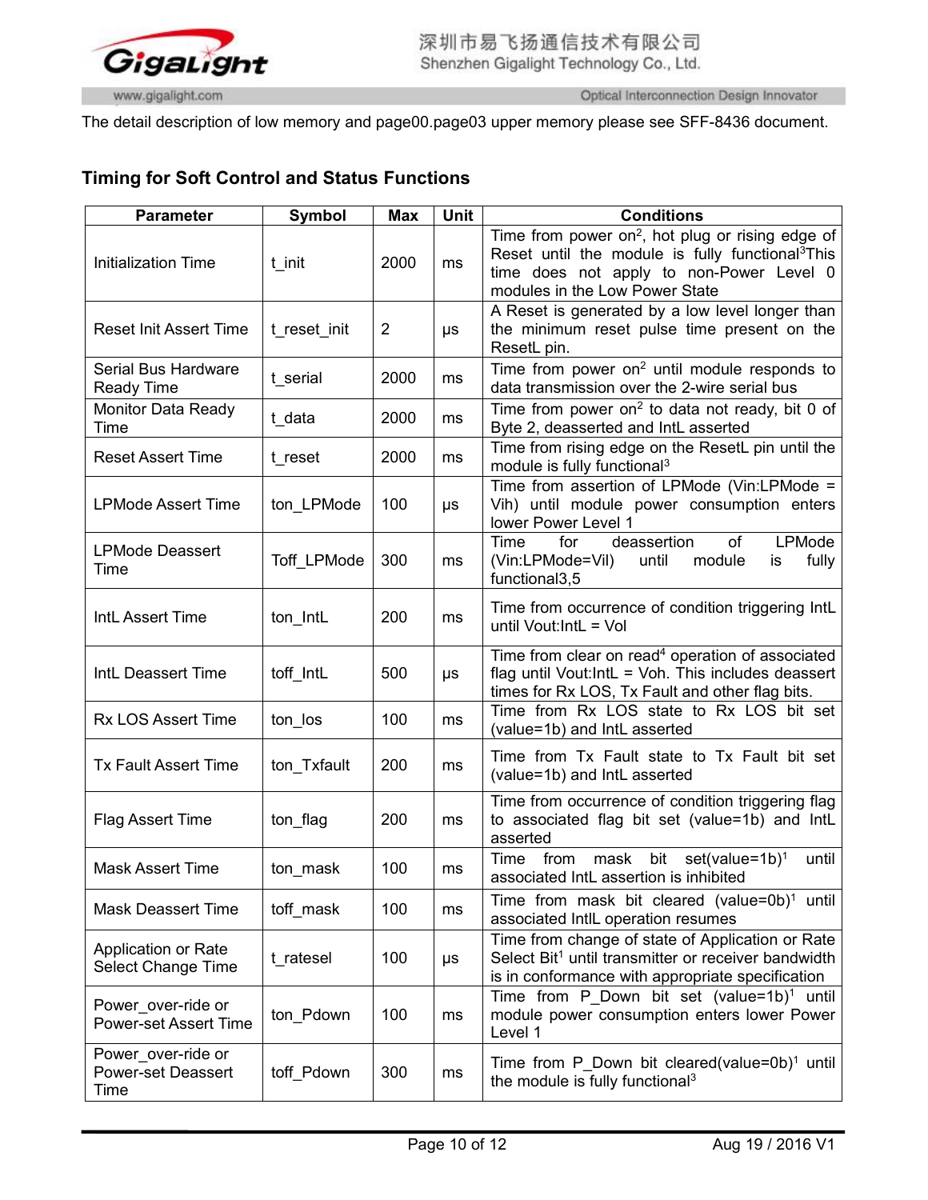The detail description of low memory and page00.page03 upper memory please see SFF-8436 document.

## Timing for Soft Control and Status Functions

| Parameter | Symbol | Max | Unit | Conditions |
|---|---|---|---|---|
| Initialization Time | t_init | 2000 | ms | Time from power on[2], hot plug or rising edge of Reset until the module is fully functional[3]This time does not apply to non-Power Level 0 modules in the Low Power State |
| Reset Init Assert Time | t_reset_init | 2 | μs | A Reset is generated by a low level longer than the minimum reset pulse time present on the ResetL pin. |
| Serial Bus Hardware Ready Time | t_serial | 2000 | ms | Time from power on[2] until module responds to data transmission over the 2-wire serial bus |
| Monitor Data Ready Time | t_data | 2000 | ms | Time from power on[2] to data not ready, bit 0 of Byte 2, deasserted and IntL asserted |
| Reset Assert Time | t_reset | 2000 | ms | Time from rising edge on the ResetL pin until the module is fully functional[3] |
| LPMode Assert Time | ton_LPMode | 100 | μs | Time from assertion of LPMode (Vin:LPMode = Vih) until module power consumption enters lower Power Level 1 |
| LPMode Deassert Time | Toff_LPMode | 300 | ms | Time for deassertion of LPMode (Vin:LPMode=Vil) until module is fully functional3,5 |
| IntL Assert Time | ton_IntL | 200 | ms | Time from occurrence of condition triggering IntL until Vout:IntL = Vol |
| IntL Deassert Time | toff_IntL | 500 | μs | Time from clear on read[4] operation of associated flag until Vout:IntL = Voh. This includes deassert times for Rx LOS, Tx Fault and other flag bits. |
| Rx LOS Assert Time | ton_los | 100 | ms | Time from Rx LOS state to Rx LOS bit set (value=1b) and IntL asserted |
| Tx Fault Assert Time | ton_Txfault | 200 | ms | Time from Tx Fault state to Tx Fault bit set (value=1b) and IntL asserted |
| Flag Assert Time | ton_flag | 200 | ms | Time from occurrence of condition triggering flag to associated flag bit set (value=1b) and IntL asserted |
| Mask Assert Time | ton_mask | 100 | ms | Time from mask bit set(value=1b)[1] until associated IntL assertion is inhibited |
| Mask Deassert Time | toff_mask | 100 | ms | Time from mask bit cleared (value=0b)[1] until associated IntlL operation resumes |
| Application or Rate Select Change Time | t_ratesel | 100 | μs | Time from change of state of Application or Rate Select Bit[1] until transmitter or receiver bandwidth is in conformance with appropriate specification |
| Power_over-ride or Power-set Assert Time | ton_Pdown | 100 | ms | Time from P_Down bit set (value=1b)[1] until module power consumption enters lower Power Level 1 |
| Power_over-ride or Power-set Deassert Time | toff_Pdown | 300 | ms | Time from P_Down bit cleared(value=0b)[1] until the module is fully functional[3] |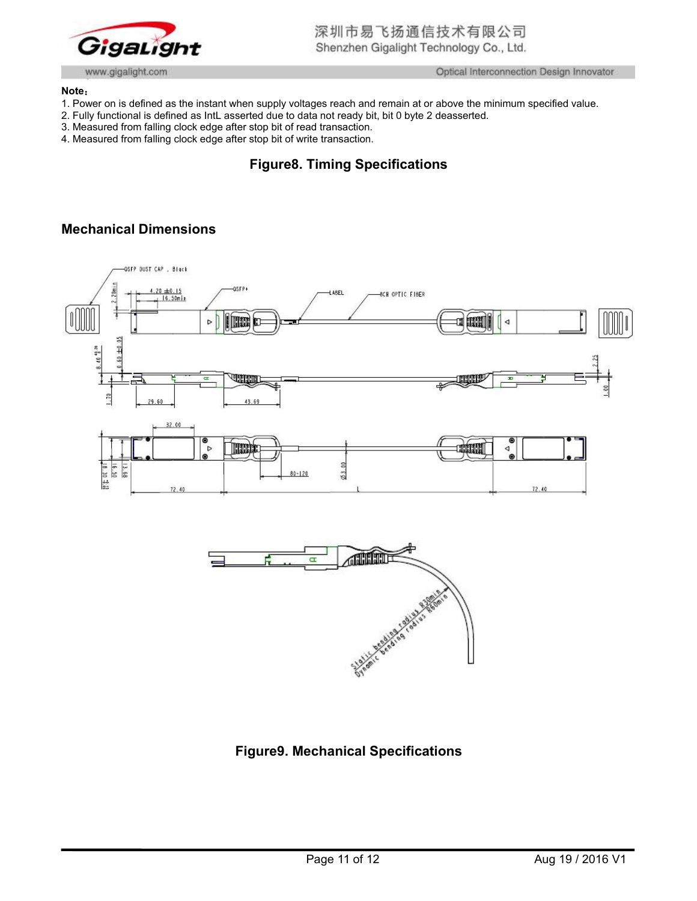**Note：**

1. Power on is defined as the instant when supply voltages reach and remain at or above the minimum specified value.
2. Fully functional is defined as IntL asserted due to data not ready bit, bit 0 byte 2 deasserted.
3. Measured from falling clock edge after stop bit of read transaction.
4. Measured from falling clock edge after stop bit of write transaction.

**Figure8. Timing Specifications**

## Mechanical Dimensions

**Figure9. Mechanical Specifications**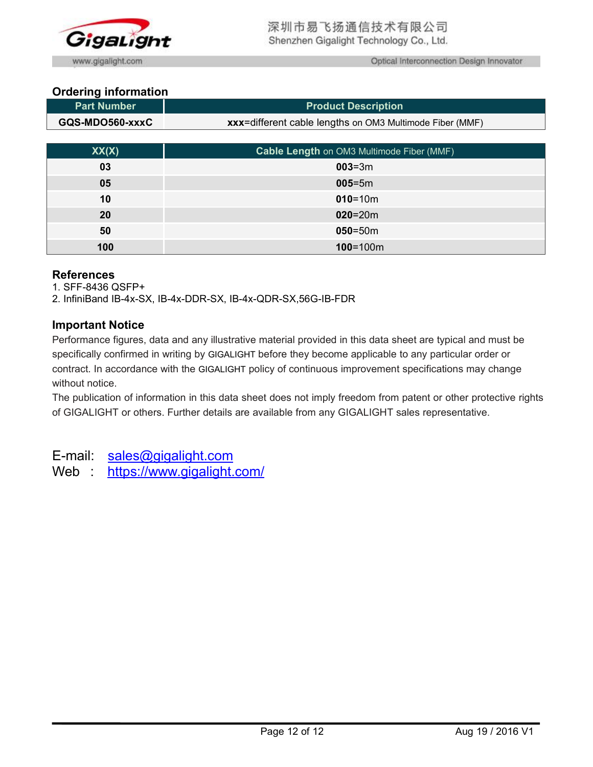## Ordering information

| Part Number | Product Description |
|---|---|
| **GQS-MDO560-xxxC** | **xxx**=different cable lengths on OM3 Multimode Fiber (MMF) |

| XX(X) | Cable Length on OM3 Multimode Fiber (MMF) |
|---|---|
| **03** | **003**=3m |
| **05** | **005**=5m |
| **10** | **010**=10m |
| **20** | **020**=20m |
| **50** | **050**=50m |
| **100** | **100**=100m |

## References

1. SFF-8436 QSFP+
2. InfiniBand IB-4x-SX, IB-4x-DDR-SX, IB-4x-QDR-SX,56G-IB-FDR

## Important Notice

Performance figures, data and any illustrative material provided in this data sheet are typical and must be specifically confirmed in writing by GIGALIGHT before they become applicable to any particular order or contract. In accordance with the GIGALIGHT policy of continuous improvement specifications may change without notice.

The publication of information in this data sheet does not imply freedom from patent or other protective rights of GIGALIGHT or others. Further details are available from any GIGALIGHT sales representative.

E-mail: sales@gigalight.com
Web : https://www.gigalight.com/